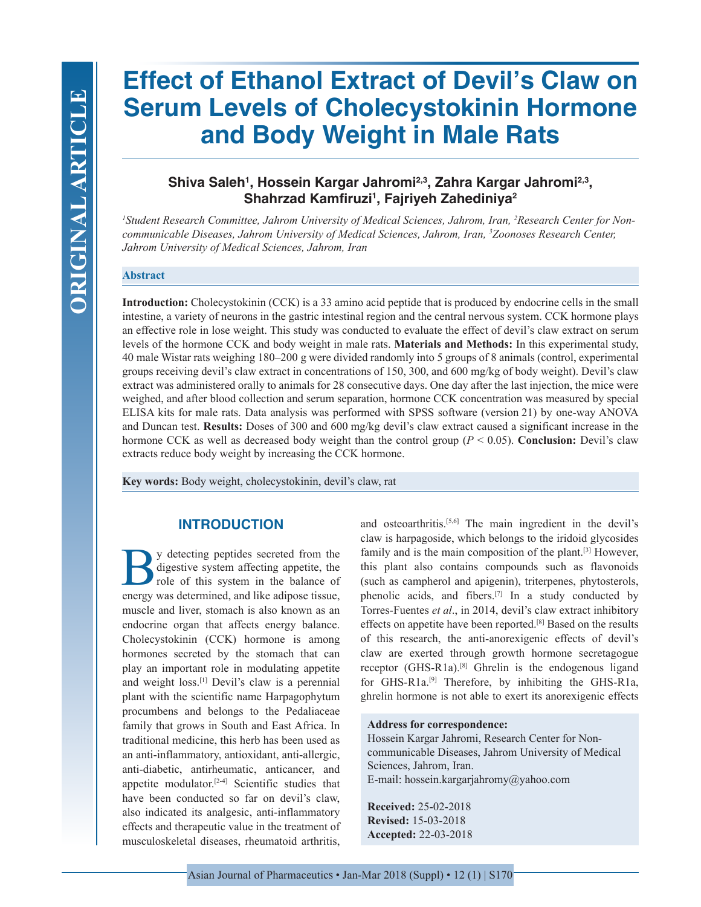ORIGINAL ARTICLE

# Effect of Ethanol Extract of Devil's Claw on Serum Levels of Cholecystokinin Hormone and Body Weight in Male Rats

**Shiva Saleh[1], Hossein Kargar Jahromi[2,3], Zahra Kargar Jahromi[2,3], Shahrzad Kamfiruzi[1], Fajriyeh Zahediniya[2]**

*[1]Student Research Committee, Jahrom University of Medical Sciences, Jahrom, Iran, [2]Research Center for Non-communicable Diseases, Jahrom University of Medical Sciences, Jahrom, Iran, [3]Zoonoses Research Center, Jahrom University of Medical Sciences, Jahrom, Iran*

## Abstract

**Introduction:** Cholecystokinin (CCK) is a 33 amino acid peptide that is produced by endocrine cells in the small intestine, a variety of neurons in the gastric intestinal region and the central nervous system. CCK hormone plays an effective role in lose weight. This study was conducted to evaluate the effect of devil's claw extract on serum levels of the hormone CCK and body weight in male rats. **Materials and Methods:** In this experimental study, 40 male Wistar rats weighing 180–200 g were divided randomly into 5 groups of 8 animals (control, experimental groups receiving devil's claw extract in concentrations of 150, 300, and 600 mg/kg of body weight). Devil's claw extract was administered orally to animals for 28 consecutive days. One day after the last injection, the mice were weighed, and after blood collection and serum separation, hormone CCK concentration was measured by special ELISA kits for male rats. Data analysis was performed with SPSS software (version 21) by one-way ANOVA and Duncan test. **Results:** Doses of 300 and 600 mg/kg devil's claw extract caused a significant increase in the hormone CCK as well as decreased body weight than the control group ($P < 0.05$). **Conclusion:** Devil's claw extracts reduce body weight by increasing the CCK hormone.

**Key words:** Body weight, cholecystokinin, devil's claw, rat

## INTRODUCTION

By detecting peptides secreted from the digestive system affecting appetite, the role of this system in the balance of energy was determined, and like adipose tissue, muscle and liver, stomach is also known as an endocrine organ that affects energy balance. Cholecystokinin (CCK) hormone is among hormones secreted by the stomach that can play an important role in modulating appetite and weight loss.[1] Devil's claw is a perennial plant with the scientific name Harpagophytum procumbens and belongs to the Pedaliaceae family that grows in South and East Africa. In traditional medicine, this herb has been used as an anti-inflammatory, antioxidant, anti-allergic, anti-diabetic, antirheumatic, anticancer, and appetite modulator.[2-4] Scientific studies that have been conducted so far on devil's claw, also indicated its analgesic, anti-inflammatory effects and therapeutic value in the treatment of musculoskeletal diseases, rheumatoid arthritis, and osteoarthritis.[5,6] The main ingredient in the devil's claw is harpagoside, which belongs to the iridoid glycosides family and is the main composition of the plant.[3] However, this plant also contains compounds such as flavonoids (such as campherol and apigenin), triterpenes, phytosterols, phenolic acids, and fibers.[7] In a study conducted by Torres-Fuentes *et al*., in 2014, devil's claw extract inhibitory effects on appetite have been reported.[8] Based on the results of this research, the anti-anorexigenic effects of devil's claw are exerted through growth hormone secretagogue receptor (GHS-R1a).[8] Ghrelin is the endogenous ligand for GHS-R1a.[9] Therefore, by inhibiting the GHS-R1a, ghrelin hormone is not able to exert its anorexigenic effects

**Address for correspondence:**
Hossein Kargar Jahromi, Research Center for Non-communicable Diseases, Jahrom University of Medical Sciences, Jahrom, Iran.
E-mail: hossein.kargarjahromy@yahoo.com

**Received:** 25-02-2018
**Revised:** 15-03-2018
**Accepted:** 22-03-2018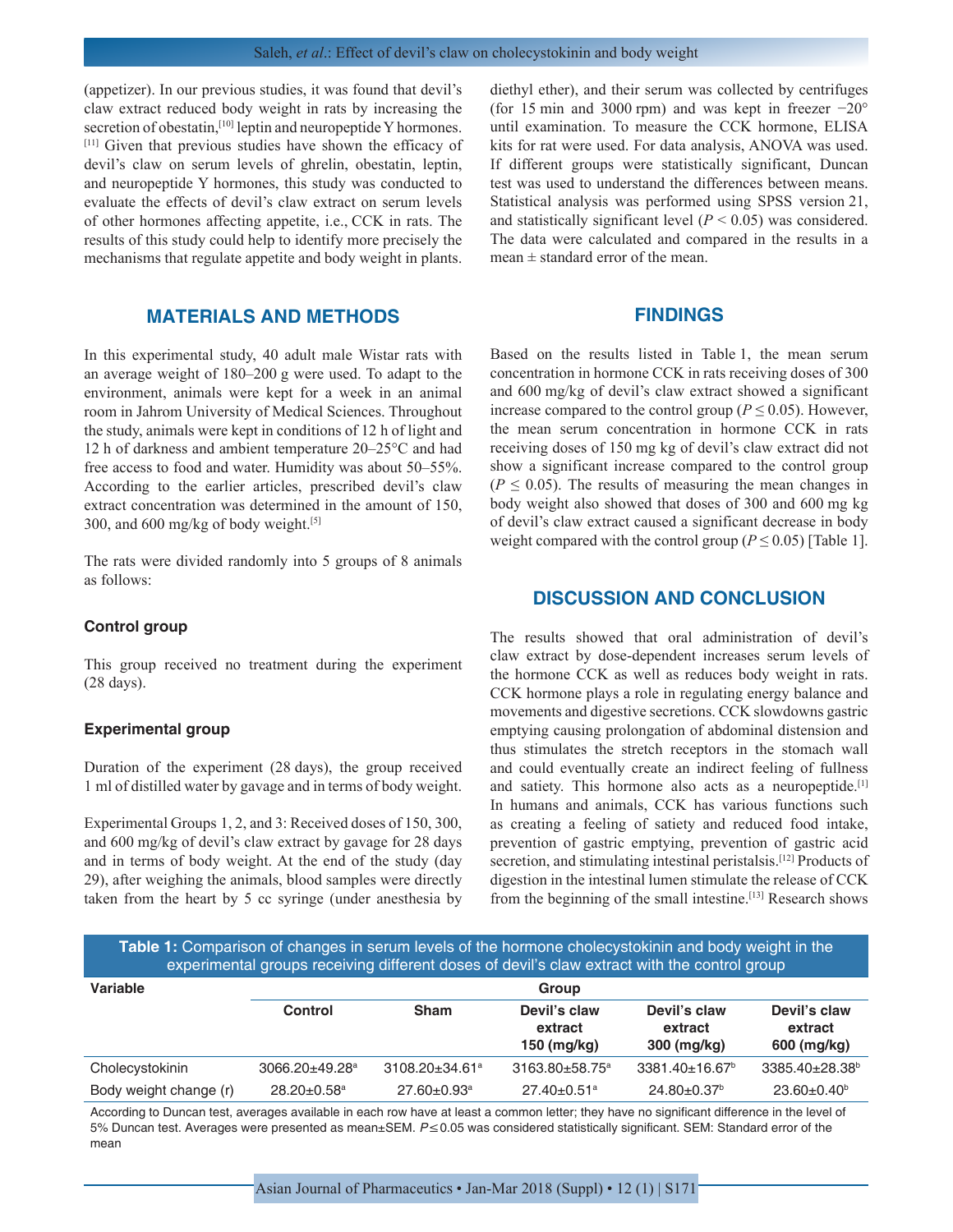(appetizer). In our previous studies, it was found that devil's claw extract reduced body weight in rats by increasing the secretion of obestatin,[10] leptin and neuropeptide Y hormones.[11] Given that previous studies have shown the efficacy of devil's claw on serum levels of ghrelin, obestatin, leptin, and neuropeptide Y hormones, this study was conducted to evaluate the effects of devil's claw extract on serum levels of other hormones affecting appetite, i.e., CCK in rats. The results of this study could help to identify more precisely the mechanisms that regulate appetite and body weight in plants.

## MATERIALS AND METHODS

In this experimental study, 40 adult male Wistar rats with an average weight of 180–200 g were used. To adapt to the environment, animals were kept for a week in an animal room in Jahrom University of Medical Sciences. Throughout the study, animals were kept in conditions of 12 h of light and 12 h of darkness and ambient temperature 20–25°C and had free access to food and water. Humidity was about 50–55%. According to the earlier articles, prescribed devil's claw extract concentration was determined in the amount of 150, 300, and 600 mg/kg of body weight.[5]

The rats were divided randomly into 5 groups of 8 animals as follows:

### Control group

This group received no treatment during the experiment (28 days).

### Experimental group

Duration of the experiment (28 days), the group received 1 ml of distilled water by gavage and in terms of body weight.

Experimental Groups 1, 2, and 3: Received doses of 150, 300, and 600 mg/kg of devil's claw extract by gavage for 28 days and in terms of body weight. At the end of the study (day 29), after weighing the animals, blood samples were directly taken from the heart by 5 cc syringe (under anesthesia by diethyl ether), and their serum was collected by centrifuges (for 15 min and 3000 rpm) and was kept in freezer −20° until examination. To measure the CCK hormone, ELISA kits for rat were used. For data analysis, ANOVA was used. If different groups were statistically significant, Duncan test was used to understand the differences between means. Statistical analysis was performed using SPSS version 21, and statistically significant level ($P < 0.05$) was considered. The data were calculated and compared in the results in a mean ± standard error of the mean.

## FINDINGS

Based on the results listed in Table 1, the mean serum concentration in hormone CCK in rats receiving doses of 300 and 600 mg/kg of devil's claw extract showed a significant increase compared to the control group ($P \leq 0.05$). However, the mean serum concentration in hormone CCK in rats receiving doses of 150 mg kg of devil's claw extract did not show a significant increase compared to the control group ($P \leq 0.05$). The results of measuring the mean changes in body weight also showed that doses of 300 and 600 mg kg of devil's claw extract caused a significant decrease in body weight compared with the control group ($P \leq 0.05$) [Table 1].

## DISCUSSION AND CONCLUSION

The results showed that oral administration of devil's claw extract by dose-dependent increases serum levels of the hormone CCK as well as reduces body weight in rats. CCK hormone plays a role in regulating energy balance and movements and digestive secretions. CCK slowdowns gastric emptying causing prolongation of abdominal distension and thus stimulates the stretch receptors in the stomach wall and could eventually create an indirect feeling of fullness and satiety. This hormone also acts as a neuropeptide.[1] In humans and animals, CCK has various functions such as creating a feeling of satiety and reduced food intake, prevention of gastric emptying, prevention of gastric acid secretion, and stimulating intestinal peristalsis.[12] Products of digestion in the intestinal lumen stimulate the release of CCK from the beginning of the small intestine.[13] Research shows

**Table 1:** Comparison of changes in serum levels of the hormone cholecystokinin and body weight in the experimental groups receiving different doses of devil's claw extract with the control group

| Variable | Group | | | | |
|---|---|---|---|---|---|
| | Control | Sham | Devil's claw extract 150 (mg/kg) | Devil's claw extract 300 (mg/kg) | Devil's claw extract 600 (mg/kg) |
| Cholecystokinin | 3066.20±49.28[a] | 3108.20±34.61[a] | 3163.80±58.75[a] | 3381.40±16.67[b] | 3385.40±28.38[b] |
| Body weight change (r) | 28.20±0.58[a] | 27.60±0.93[a] | 27.40±0.51[a] | 24.80±0.37[b] | 23.60±0.40[b] |

According to Duncan test, averages available in each row have at least a common letter; they have no significant difference in the level of 5% Duncan test. Averages were presented as mean±SEM. $P \leq 0.05$ was considered statistically significant. SEM: Standard error of the mean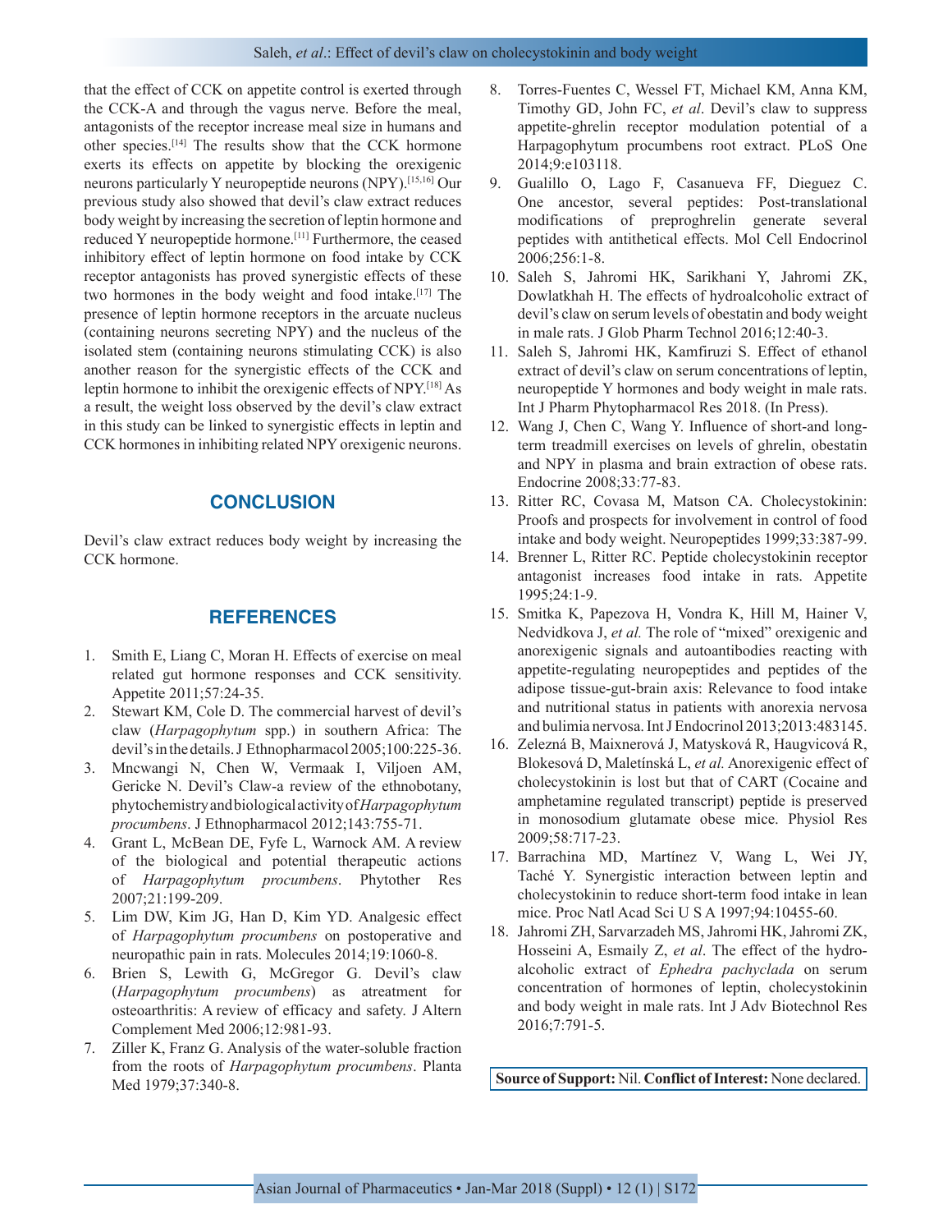that the effect of CCK on appetite control is exerted through the CCK-A and through the vagus nerve. Before the meal, antagonists of the receptor increase meal size in humans and other species.[14] The results show that the CCK hormone exerts its effects on appetite by blocking the orexigenic neurons particularly Y neuropeptide neurons (NPY).[15,16] Our previous study also showed that devil's claw extract reduces body weight by increasing the secretion of leptin hormone and reduced Y neuropeptide hormone.[11] Furthermore, the ceased inhibitory effect of leptin hormone on food intake by CCK receptor antagonists has proved synergistic effects of these two hormones in the body weight and food intake.[17] The presence of leptin hormone receptors in the arcuate nucleus (containing neurons secreting NPY) and the nucleus of the isolated stem (containing neurons stimulating CCK) is also another reason for the synergistic effects of the CCK and leptin hormone to inhibit the orexigenic effects of NPY.[18] As a result, the weight loss observed by the devil's claw extract in this study can be linked to synergistic effects in leptin and CCK hormones in inhibiting related NPY orexigenic neurons.

## CONCLUSION

Devil's claw extract reduces body weight by increasing the CCK hormone.

## REFERENCES

1. Smith E, Liang C, Moran H. Effects of exercise on meal related gut hormone responses and CCK sensitivity. Appetite 2011;57:24-35.
2. Stewart KM, Cole D. The commercial harvest of devil's claw (*Harpagophytum* spp.) in southern Africa: The devil's in the details. J Ethnopharmacol 2005;100:225-36.
3. Mncwangi N, Chen W, Vermaak I, Viljoen AM, Gericke N. Devil's Claw-a review of the ethnobotany, phytochemistry and biological activity of *Harpagophytum procumbens*. J Ethnopharmacol 2012;143:755-71.
4. Grant L, McBean DE, Fyfe L, Warnock AM. A review of the biological and potential therapeutic actions of *Harpagophytum procumbens*. Phytother Res 2007;21:199-209.
5. Lim DW, Kim JG, Han D, Kim YD. Analgesic effect of *Harpagophytum procumbens* on postoperative and neuropathic pain in rats. Molecules 2014;19:1060-8.
6. Brien S, Lewith G, McGregor G. Devil's claw (*Harpagophytum procumbens*) as atreatment for osteoarthritis: A review of efficacy and safety. J Altern Complement Med 2006;12:981-93.
7. Ziller K, Franz G. Analysis of the water-soluble fraction from the roots of *Harpagophytum procumbens*. Planta Med 1979;37:340-8.
8. Torres-Fuentes C, Wessel FT, Michael KM, Anna KM, Timothy GD, John FC, *et al*. Devil's claw to suppress appetite-ghrelin receptor modulation potential of a Harpagophytum procumbens root extract. PLoS One 2014;9:e103118.
9. Gualillo O, Lago F, Casanueva FF, Dieguez C. One ancestor, several peptides: Post-translational modifications of preproghrelin generate several peptides with antithetical effects. Mol Cell Endocrinol 2006;256:1-8.
10. Saleh S, Jahromi HK, Sarikhani Y, Jahromi ZK, Dowlatkhah H. The effects of hydroalcoholic extract of devil's claw on serum levels of obestatin and body weight in male rats. J Glob Pharm Technol 2016;12:40-3.
11. Saleh S, Jahromi HK, Kamfiruzi S. Effect of ethanol extract of devil's claw on serum concentrations of leptin, neuropeptide Y hormones and body weight in male rats. Int J Pharm Phytopharmacol Res 2018. (In Press).
12. Wang J, Chen C, Wang Y. Influence of short-and long-term treadmill exercises on levels of ghrelin, obestatin and NPY in plasma and brain extraction of obese rats. Endocrine 2008;33:77-83.
13. Ritter RC, Covasa M, Matson CA. Cholecystokinin: Proofs and prospects for involvement in control of food intake and body weight. Neuropeptides 1999;33:387-99.
14. Brenner L, Ritter RC. Peptide cholecystokinin receptor antagonist increases food intake in rats. Appetite 1995;24:1-9.
15. Smitka K, Papezova H, Vondra K, Hill M, Hainer V, Nedvidkova J, *et al.* The role of "mixed" orexigenic and anorexigenic signals and autoantibodies reacting with appetite-regulating neuropeptides and peptides of the adipose tissue-gut-brain axis: Relevance to food intake and nutritional status in patients with anorexia nervosa and bulimia nervosa. Int J Endocrinol 2013;2013:483145.
16. Zelezná B, Maixnerová J, Matysková R, Haugvicová R, Blokesová D, Maletínská L, *et al.* Anorexigenic effect of cholecystokinin is lost but that of CART (Cocaine and amphetamine regulated transcript) peptide is preserved in monosodium glutamate obese mice. Physiol Res 2009;58:717-23.
17. Barrachina MD, Martínez V, Wang L, Wei JY, Taché Y. Synergistic interaction between leptin and cholecystokinin to reduce short-term food intake in lean mice. Proc Natl Acad Sci U S A 1997;94:10455-60.
18. Jahromi ZH, Sarvarzadeh MS, Jahromi HK, Jahromi ZK, Hosseini A, Esmaily Z, *et al*. The effect of the hydro-alcoholic extract of *Ephedra pachyclada* on serum concentration of hormones of leptin, cholecystokinin and body weight in male rats. Int J Adv Biotechnol Res 2016;7:791-5.

**Source of Support:** Nil. **Conflict of Interest:** None declared.